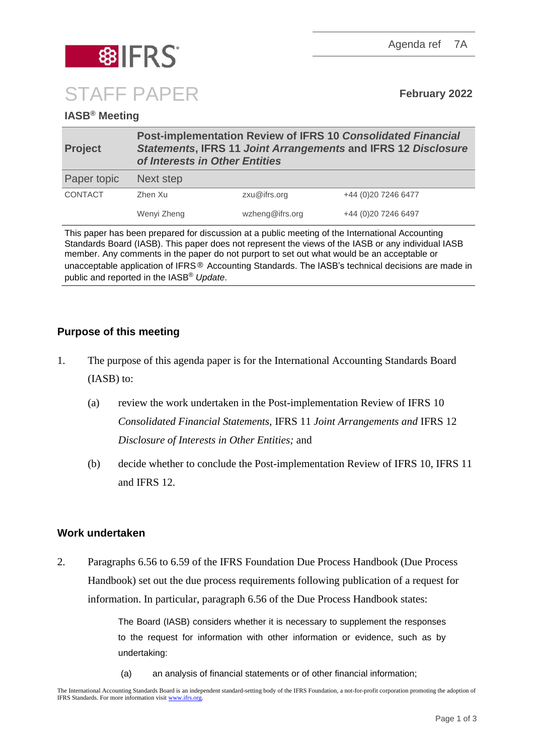Agenda ref 7A

# STAFF PAPER

**February 2022**

**IASB® Meeting**

| **Project** | **Post-implementation Review of IFRS 10 *Consolidated Financial Statements*, IFRS 11 *Joint Arrangements* and IFRS 12 *Disclosure of Interests in Other Entities*** | | |
|---|---|---|---|
| Paper topic | Next step | | |
| CONTACT | Zhen Xu | zxu@ifrs.org | +44 (0)20 7246 6477 |
| | Wenyi Zheng | wzheng@ifrs.org | +44 (0)20 7246 6497 |

This paper has been prepared for discussion at a public meeting of the International Accounting Standards Board (IASB). This paper does not represent the views of the IASB or any individual IASB member. Any comments in the paper do not purport to set out what would be an acceptable or unacceptable application of IFRS® Accounting Standards. The IASB's technical decisions are made in public and reported in the IASB® *Update*.

## Purpose of this meeting

1. The purpose of this agenda paper is for the International Accounting Standards Board (IASB) to:
   (a) review the work undertaken in the Post-implementation Review of IFRS 10 *Consolidated Financial Statements,* IFRS 11 *Joint Arrangements and* IFRS 12 *Disclosure of Interests in Other Entities;* and
   (b) decide whether to conclude the Post-implementation Review of IFRS 10, IFRS 11 and IFRS 12.

## Work undertaken

2. Paragraphs 6.56 to 6.59 of the IFRS Foundation Due Process Handbook (Due Process Handbook) set out the due process requirements following publication of a request for information. In particular, paragraph 6.56 of the Due Process Handbook states:

   > The Board (IASB) considers whether it is necessary to supplement the responses to the request for information with other information or evidence, such as by undertaking:
   >
   > (a) an analysis of financial statements or of other financial information;

The International Accounting Standards Board is an independent standard-setting body of the IFRS Foundation, a not-for-profit corporation promoting the adoption of IFRS Standards. For more information visit www.ifrs.org.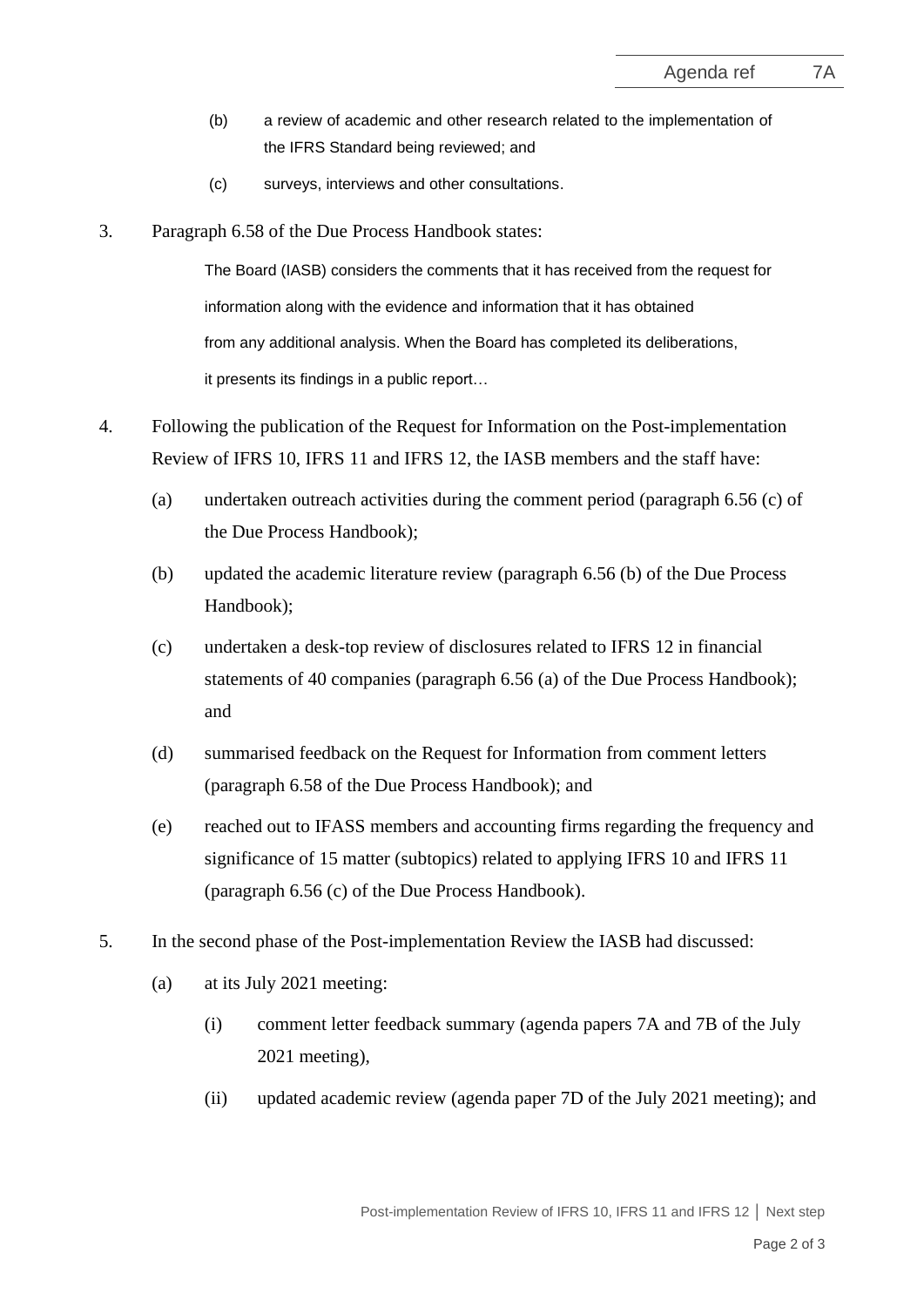(b) a review of academic and other research related to the implementation of the IFRS Standard being reviewed; and

(c) surveys, interviews and other consultations.

3. Paragraph 6.58 of the Due Process Handbook states:

> The Board (IASB) considers the comments that it has received from the request for information along with the evidence and information that it has obtained from any additional analysis. When the Board has completed its deliberations, it presents its findings in a public report…

4. Following the publication of the Request for Information on the Post-implementation Review of IFRS 10, IFRS 11 and IFRS 12, the IASB members and the staff have:

   (a) undertaken outreach activities during the comment period (paragraph 6.56 (c) of the Due Process Handbook);

   (b) updated the academic literature review (paragraph 6.56 (b) of the Due Process Handbook);

   (c) undertaken a desk-top review of disclosures related to IFRS 12 in financial statements of 40 companies (paragraph 6.56 (a) of the Due Process Handbook); and

   (d) summarised feedback on the Request for Information from comment letters (paragraph 6.58 of the Due Process Handbook); and

   (e) reached out to IFASS members and accounting firms regarding the frequency and significance of 15 matter (subtopics) related to applying IFRS 10 and IFRS 11 (paragraph 6.56 (c) of the Due Process Handbook).

5. In the second phase of the Post-implementation Review the IASB had discussed:

   (a) at its July 2021 meeting:

      (i) comment letter feedback summary (agenda papers 7A and 7B of the July 2021 meeting),

      (ii) updated academic review (agenda paper 7D of the July 2021 meeting); and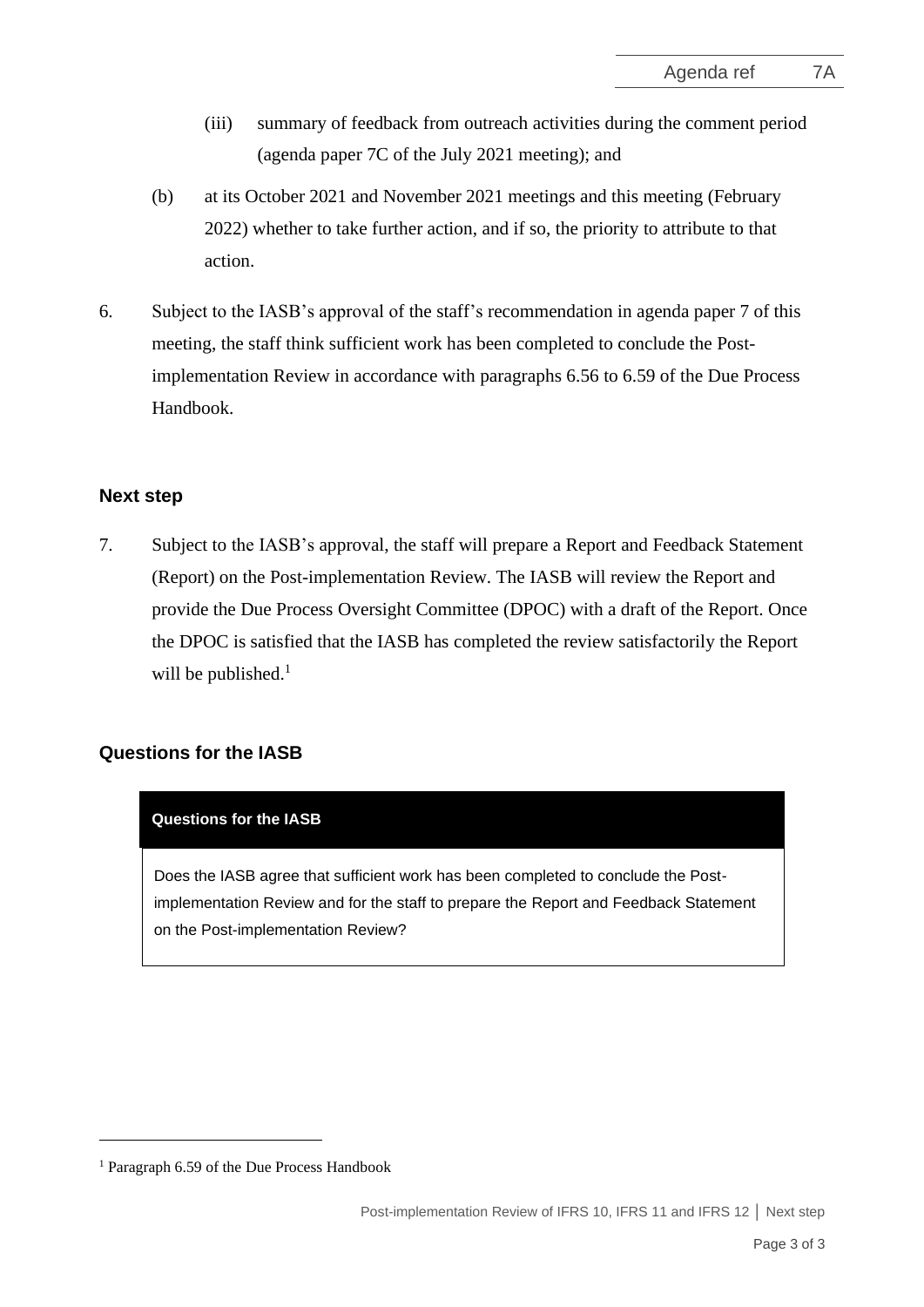(iii) summary of feedback from outreach activities during the comment period (agenda paper 7C of the July 2021 meeting); and

(b) at its October 2021 and November 2021 meetings and this meeting (February 2022) whether to take further action, and if so, the priority to attribute to that action.

6. Subject to the IASB's approval of the staff's recommendation in agenda paper 7 of this meeting, the staff think sufficient work has been completed to conclude the Post-implementation Review in accordance with paragraphs 6.56 to 6.59 of the Due Process Handbook.

## Next step

7. Subject to the IASB's approval, the staff will prepare a Report and Feedback Statement (Report) on the Post-implementation Review. The IASB will review the Report and provide the Due Process Oversight Committee (DPOC) with a draft of the Report. Once the DPOC is satisfied that the IASB has completed the review satisfactorily the Report will be published.[1]

## Questions for the IASB

**Questions for the IASB**

Does the IASB agree that sufficient work has been completed to conclude the Post-implementation Review and for the staff to prepare the Report and Feedback Statement on the Post-implementation Review?

[1] Paragraph 6.59 of the Due Process Handbook